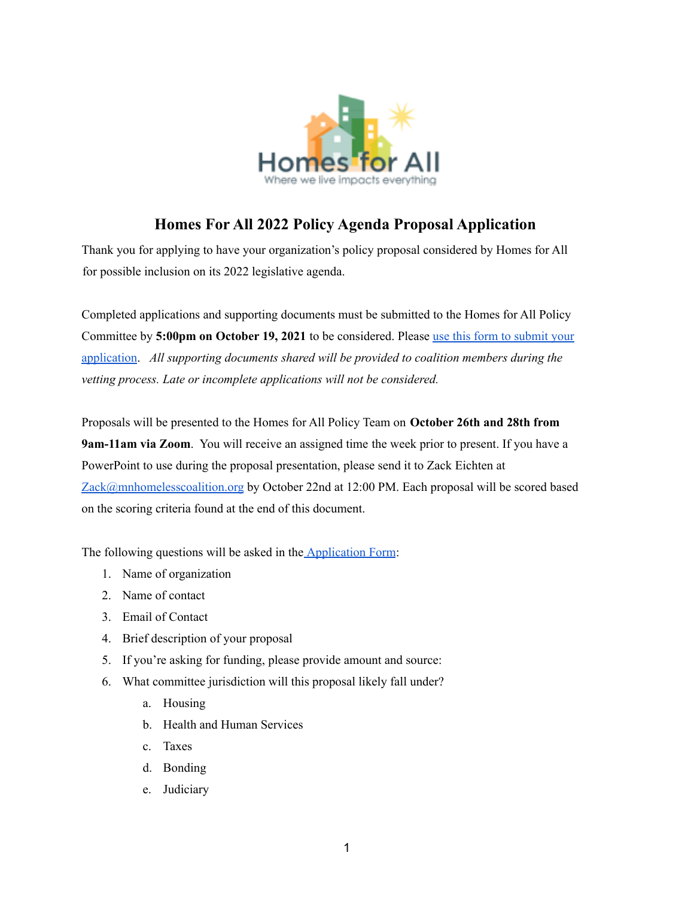# Homes For All 2022 Policy Agenda Proposal Application

Thank you for applying to have your organization's policy proposal considered by Homes for All for possible inclusion on its 2022 legislative agenda.

Completed applications and supporting documents must be submitted to the Homes for All Policy Committee by **5:00pm on October 19, 2021** to be considered. Please use this form to submit your application. *All supporting documents shared will be provided to coalition members during the vetting process. Late or incomplete applications will not be considered.*

Proposals will be presented to the Homes for All Policy Team on **October 26th and 28th from 9am-11am via Zoom**. You will receive an assigned time the week prior to present. If you have a PowerPoint to use during the proposal presentation, please send it to Zack Eichten at Zack@mnhomelesscoalition.org by October 22nd at 12:00 PM. Each proposal will be scored based on the scoring criteria found at the end of this document.

The following questions will be asked in the Application Form:

1. Name of organization
2. Name of contact
3. Email of Contact
4. Brief description of your proposal
5. If you're asking for funding, please provide amount and source:
6. What committee jurisdiction will this proposal likely fall under?
   a. Housing
   b. Health and Human Services
   c. Taxes
   d. Bonding
   e. Judiciary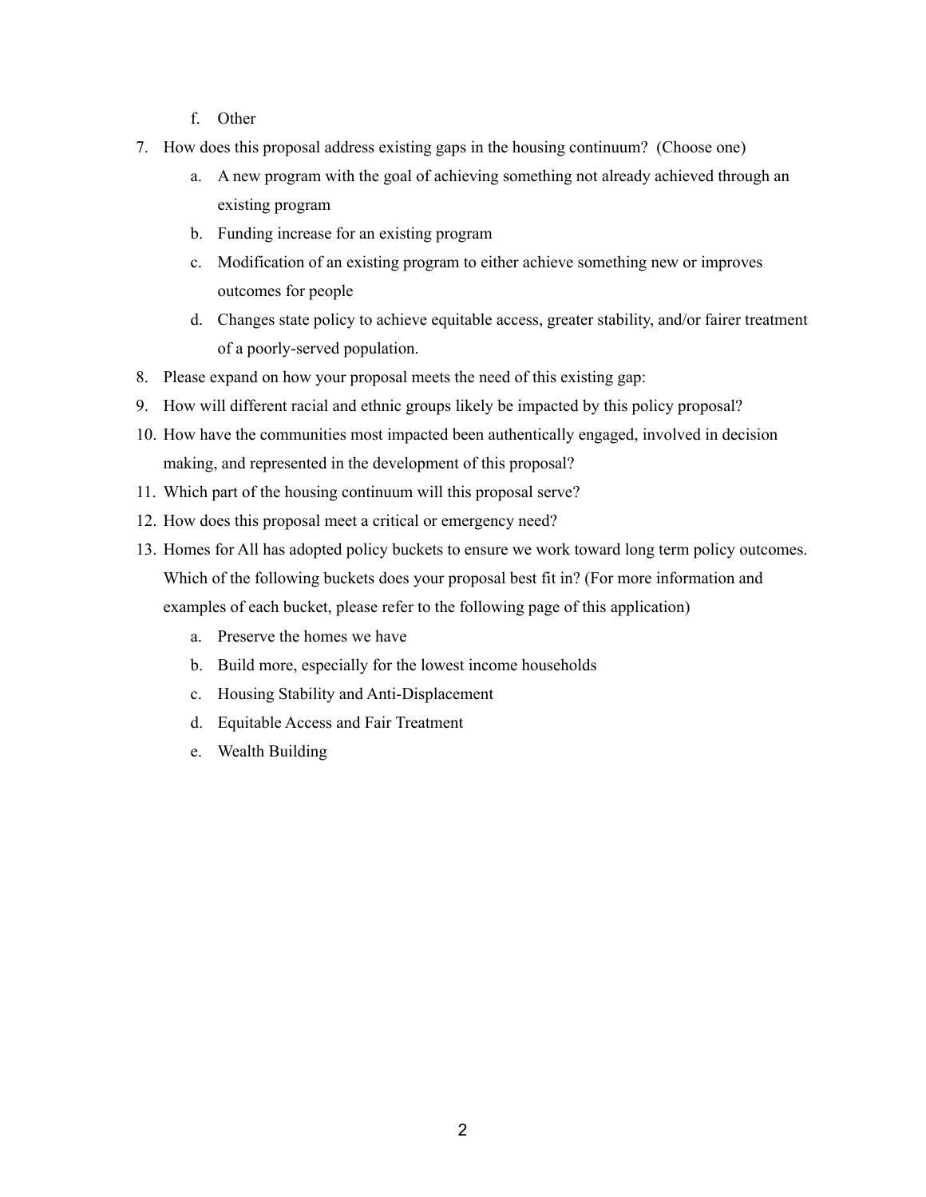f. Other

7. How does this proposal address existing gaps in the housing continuum? (Choose one)
   a. A new program with the goal of achieving something not already achieved through an existing program
   b. Funding increase for an existing program
   c. Modification of an existing program to either achieve something new or improves outcomes for people
   d. Changes state policy to achieve equitable access, greater stability, and/or fairer treatment of a poorly-served population.
8. Please expand on how your proposal meets the need of this existing gap:
9. How will different racial and ethnic groups likely be impacted by this policy proposal?
10. How have the communities most impacted been authentically engaged, involved in decision making, and represented in the development of this proposal?
11. Which part of the housing continuum will this proposal serve?
12. How does this proposal meet a critical or emergency need?
13. Homes for All has adopted policy buckets to ensure we work toward long term policy outcomes. Which of the following buckets does your proposal best fit in? (For more information and examples of each bucket, please refer to the following page of this application)
    a. Preserve the homes we have
    b. Build more, especially for the lowest income households
    c. Housing Stability and Anti-Displacement
    d. Equitable Access and Fair Treatment
    e. Wealth Building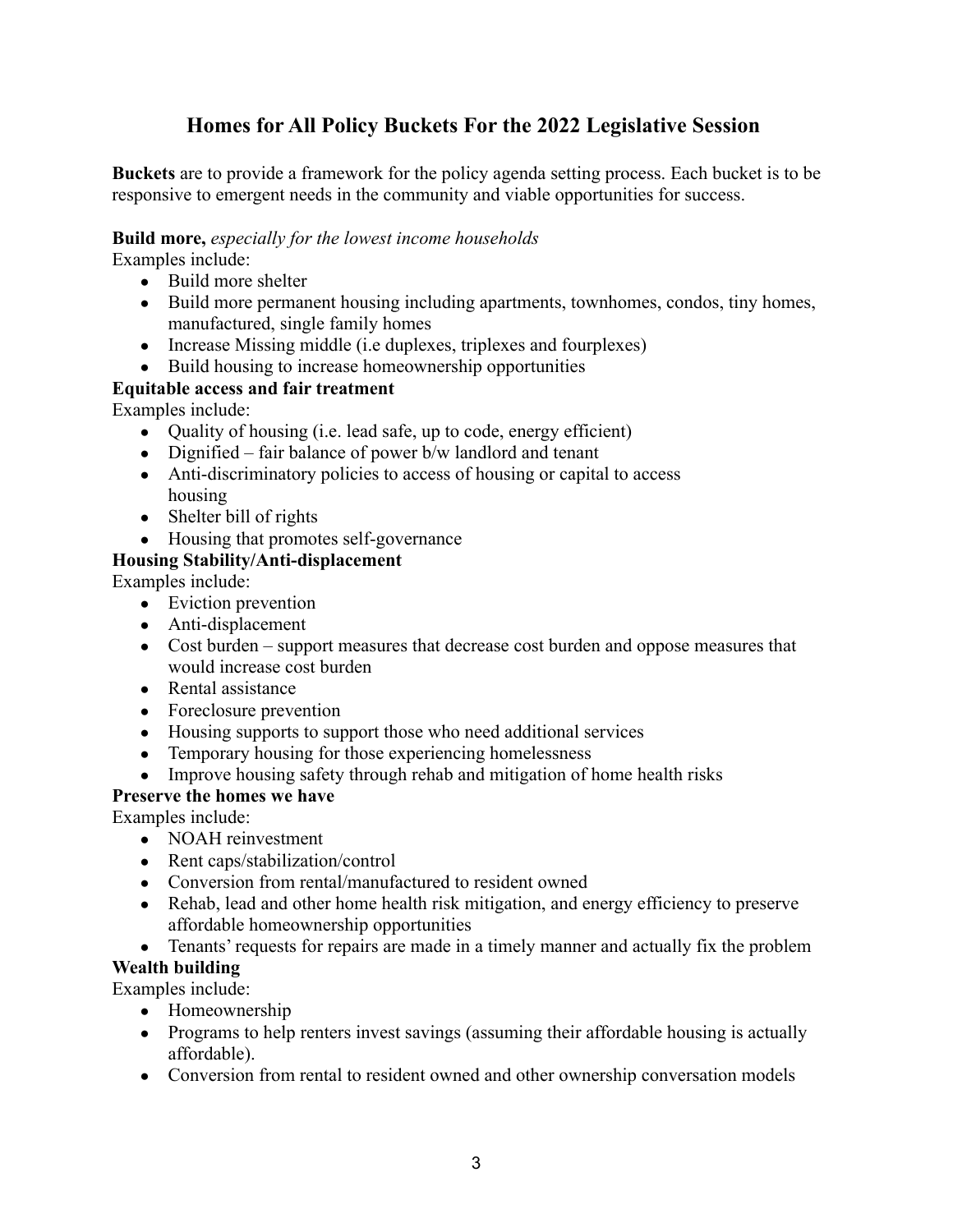# Homes for All Policy Buckets For the 2022 Legislative Session

**Buckets** are to provide a framework for the policy agenda setting process. Each bucket is to be responsive to emergent needs in the community and viable opportunities for success.

**Build more,** *especially for the lowest income households*
Examples include:

- Build more shelter
- Build more permanent housing including apartments, townhomes, condos, tiny homes, manufactured, single family homes
- Increase Missing middle (i.e duplexes, triplexes and fourplexes)
- Build housing to increase homeownership opportunities

**Equitable access and fair treatment**
Examples include:

- Quality of housing (i.e. lead safe, up to code, energy efficient)
- Dignified – fair balance of power b/w landlord and tenant
- Anti-discriminatory policies to access of housing or capital to access housing
- Shelter bill of rights
- Housing that promotes self-governance

**Housing Stability/Anti-displacement**
Examples include:

- Eviction prevention
- Anti-displacement
- Cost burden – support measures that decrease cost burden and oppose measures that would increase cost burden
- Rental assistance
- Foreclosure prevention
- Housing supports to support those who need additional services
- Temporary housing for those experiencing homelessness
- Improve housing safety through rehab and mitigation of home health risks

**Preserve the homes we have**
Examples include:

- NOAH reinvestment
- Rent caps/stabilization/control
- Conversion from rental/manufactured to resident owned
- Rehab, lead and other home health risk mitigation, and energy efficiency to preserve affordable homeownership opportunities
- Tenants' requests for repairs are made in a timely manner and actually fix the problem

**Wealth building**
Examples include:

- Homeownership
- Programs to help renters invest savings (assuming their affordable housing is actually affordable).
- Conversion from rental to resident owned and other ownership conversation models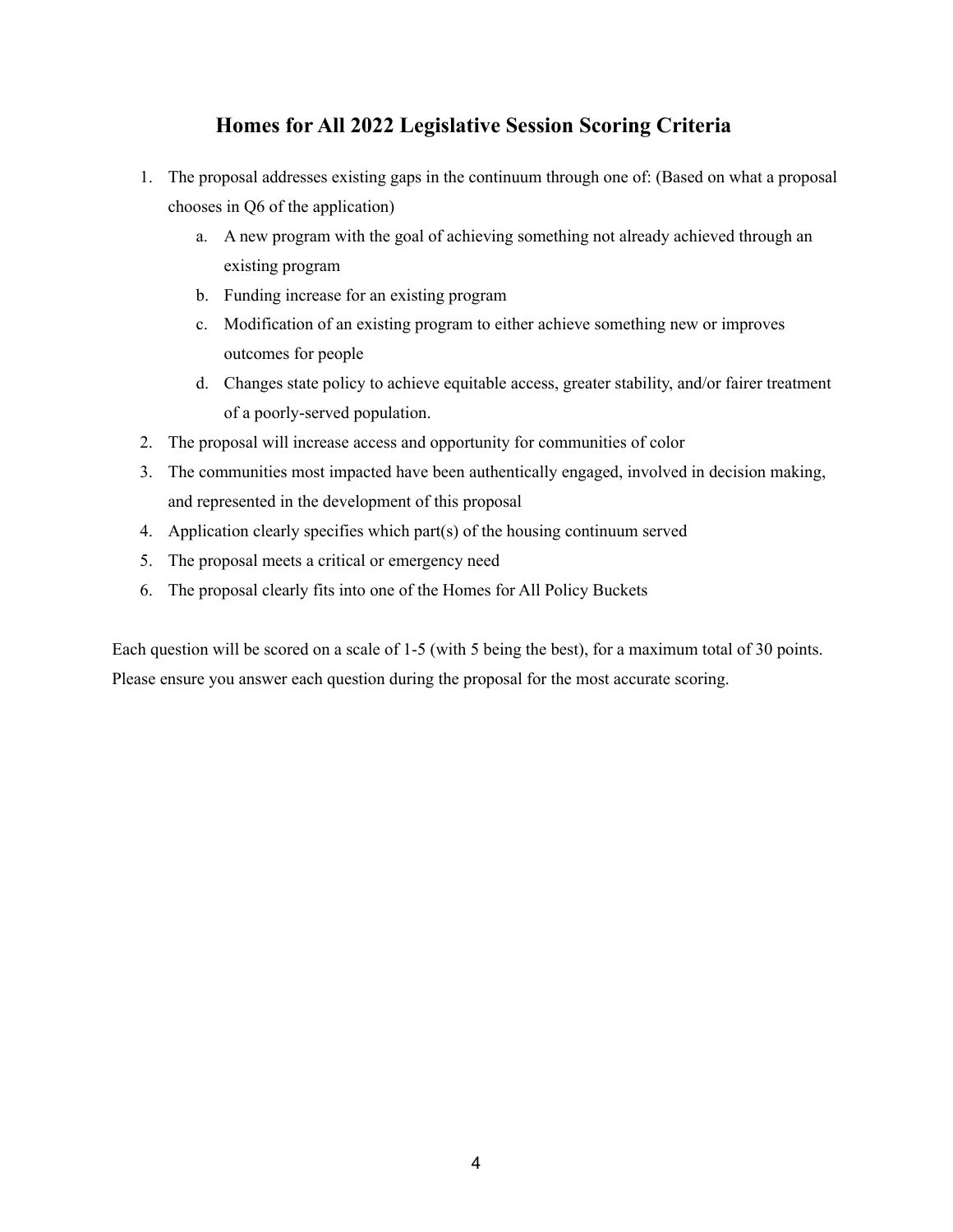# Homes for All 2022 Legislative Session Scoring Criteria

1. The proposal addresses existing gaps in the continuum through one of: (Based on what a proposal chooses in Q6 of the application)
   a. A new program with the goal of achieving something not already achieved through an existing program
   b. Funding increase for an existing program
   c. Modification of an existing program to either achieve something new or improves outcomes for people
   d. Changes state policy to achieve equitable access, greater stability, and/or fairer treatment of a poorly-served population.
2. The proposal will increase access and opportunity for communities of color
3. The communities most impacted have been authentically engaged, involved in decision making, and represented in the development of this proposal
4. Application clearly specifies which part(s) of the housing continuum served
5. The proposal meets a critical or emergency need
6. The proposal clearly fits into one of the Homes for All Policy Buckets

Each question will be scored on a scale of 1-5 (with 5 being the best), for a maximum total of 30 points. Please ensure you answer each question during the proposal for the most accurate scoring.